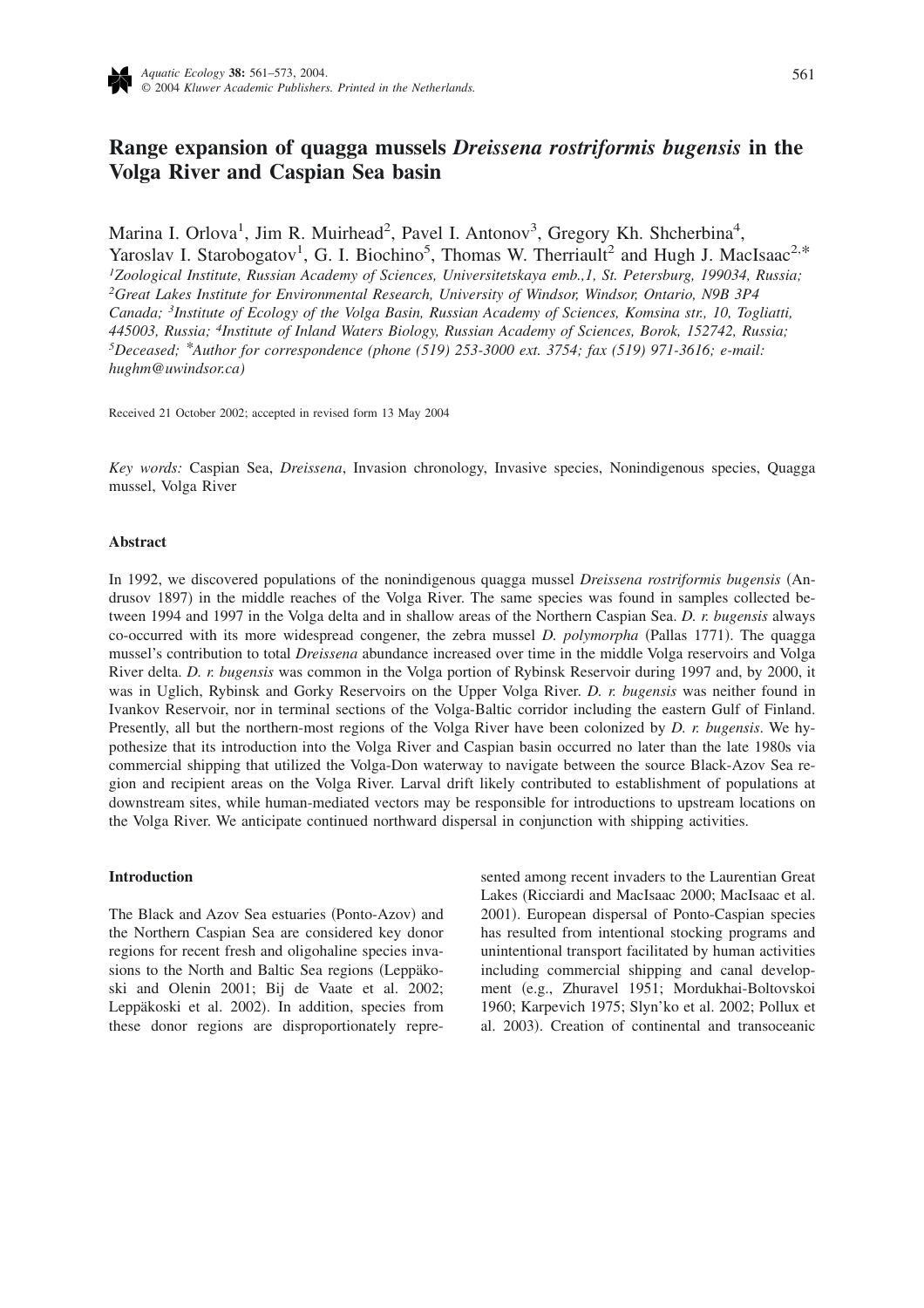# Range expansion of quagga mussels *Dreissena rostriformis bugensis* in the Volga River and Caspian Sea basin

Marina I. Orlova[1], Jim R. Muirhead[2], Pavel I. Antonov[3], Gregory Kh. Shcherbina[4], Yaroslav I. Starobogatov[1], G. I. Biochino[5], Thomas W. Therriault[2] and Hugh J. MacIsaac[2,*]

[1]*Zoological Institute, Russian Academy of Sciences, Universitetskaya emb.,1, St. Petersburg, 199034, Russia;* [2]*Great Lakes Institute for Environmental Research, University of Windsor, Windsor, Ontario, N9B 3P4 Canada;* [3]*Institute of Ecology of the Volga Basin, Russian Academy of Sciences, Komsina str., 10, Togliatti, 445003, Russia;* [4]*Institute of Inland Waters Biology, Russian Academy of Sciences, Borok, 152742, Russia;* [5]*Deceased;* [*]*Author for correspondence (phone (519) 253-3000 ext. 3754; fax (519) 971-3616; e-mail: hughm@uwindsor.ca)*

Received 21 October 2002; accepted in revised form 13 May 2004

*Key words:* Caspian Sea, *Dreissena*, Invasion chronology, Invasive species, Nonindigenous species, Quagga mussel, Volga River

## Abstract

In 1992, we discovered populations of the nonindigenous quagga mussel *Dreissena rostriformis bugensis* (Andrusov 1897) in the middle reaches of the Volga River. The same species was found in samples collected between 1994 and 1997 in the Volga delta and in shallow areas of the Northern Caspian Sea. *D. r. bugensis* always co-occurred with its more widespread congener, the zebra mussel *D. polymorpha* (Pallas 1771). The quagga mussel's contribution to total *Dreissena* abundance increased over time in the middle Volga reservoirs and Volga River delta. *D. r. bugensis* was common in the Volga portion of Rybinsk Reservoir during 1997 and, by 2000, it was in Uglich, Rybinsk and Gorky Reservoirs on the Upper Volga River. *D. r. bugensis* was neither found in Ivankov Reservoir, nor in terminal sections of the Volga-Baltic corridor including the eastern Gulf of Finland. Presently, all but the northern-most regions of the Volga River have been colonized by *D. r. bugensis*. We hypothesize that its introduction into the Volga River and Caspian basin occurred no later than the late 1980s via commercial shipping that utilized the Volga-Don waterway to navigate between the source Black-Azov Sea region and recipient areas on the Volga River. Larval drift likely contributed to establishment of populations at downstream sites, while human-mediated vectors may be responsible for introductions to upstream locations on the Volga River. We anticipate continued northward dispersal in conjunction with shipping activities.

## Introduction

The Black and Azov Sea estuaries (Ponto-Azov) and the Northern Caspian Sea are considered key donor regions for recent fresh and oligohaline species invasions to the North and Baltic Sea regions (Leppäkoski and Olenin 2001; Bij de Vaate et al. 2002; Leppäkoski et al. 2002). In addition, species from these donor regions are disproportionately represented among recent invaders to the Laurentian Great Lakes (Ricciardi and MacIsaac 2000; MacIsaac et al. 2001). European dispersal of Ponto-Caspian species has resulted from intentional stocking programs and unintentional transport facilitated by human activities including commercial shipping and canal development (e.g., Zhuravel 1951; Mordukhai-Boltovskoi 1960; Karpevich 1975; Slyn'ko et al. 2002; Pollux et al. 2003). Creation of continental and transoceanic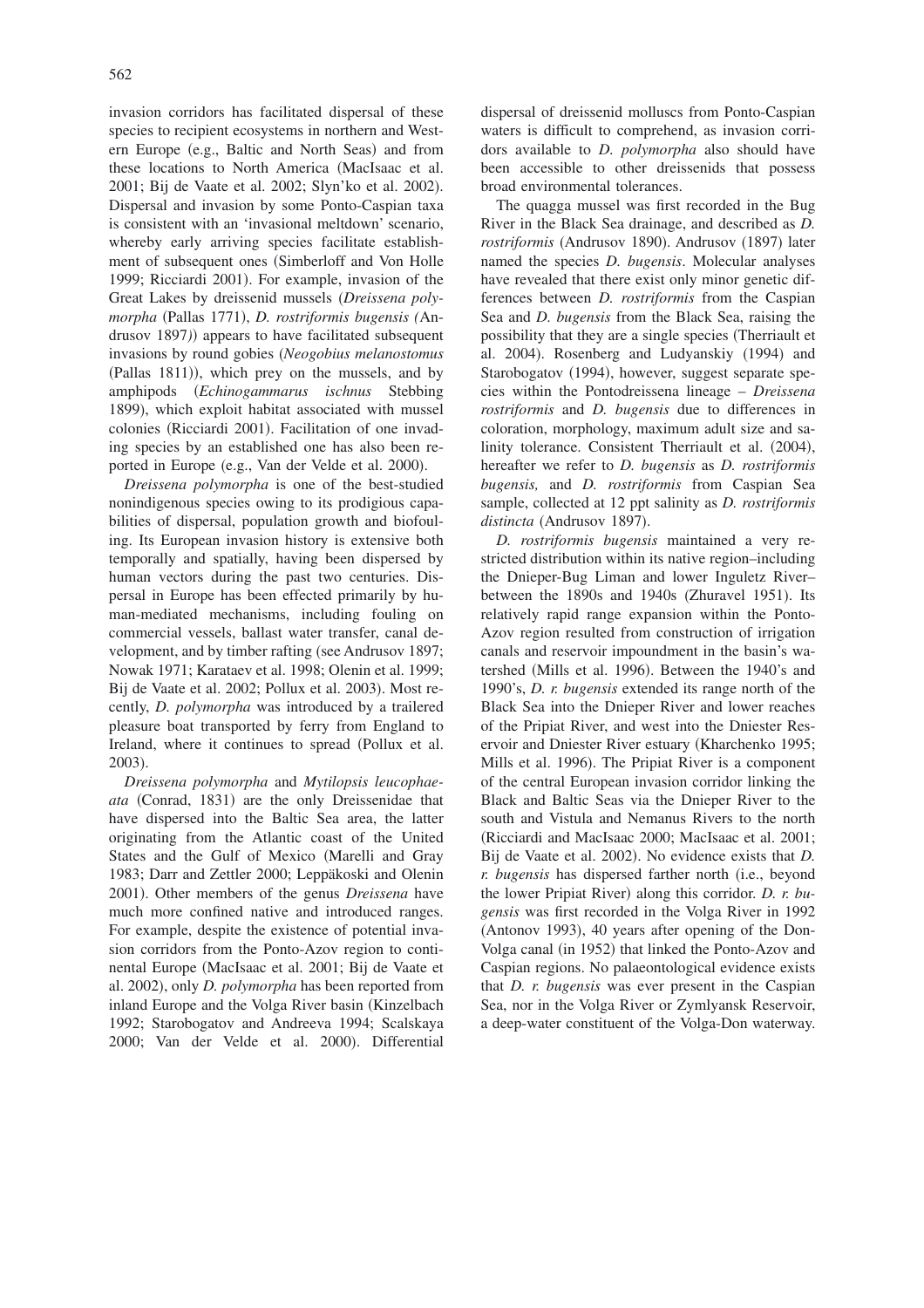invasion corridors has facilitated dispersal of these species to recipient ecosystems in northern and Western Europe (e.g., Baltic and North Seas) and from these locations to North America (MacIsaac et al. 2001; Bij de Vaate et al. 2002; Slyn'ko et al. 2002). Dispersal and invasion by some Ponto-Caspian taxa is consistent with an 'invasional meltdown' scenario, whereby early arriving species facilitate establishment of subsequent ones (Simberloff and Von Holle 1999; Ricciardi 2001). For example, invasion of the Great Lakes by dreissenid mussels (*Dreissena polymorpha* (Pallas 1771), *D. rostriformis bugensis (*Andrusov 1897*)*) appears to have facilitated subsequent invasions by round gobies (*Neogobius melanostomus* (Pallas 1811)), which prey on the mussels, and by amphipods (*Echinogammarus ischnus* Stebbing 1899), which exploit habitat associated with mussel colonies (Ricciardi 2001). Facilitation of one invading species by an established one has also been reported in Europe (e.g., Van der Velde et al. 2000).

*Dreissena polymorpha* is one of the best-studied nonindigenous species owing to its prodigious capabilities of dispersal, population growth and biofouling. Its European invasion history is extensive both temporally and spatially, having been dispersed by human vectors during the past two centuries. Dispersal in Europe has been effected primarily by human-mediated mechanisms, including fouling on commercial vessels, ballast water transfer, canal development, and by timber rafting (see Andrusov 1897; Nowak 1971; Karataev et al. 1998; Olenin et al. 1999; Bij de Vaate et al. 2002; Pollux et al. 2003). Most recently, *D. polymorpha* was introduced by a trailered pleasure boat transported by ferry from England to Ireland, where it continues to spread (Pollux et al. 2003).

*Dreissena polymorpha* and *Mytilopsis leucophaeata* (Conrad, 1831) are the only Dreissenidae that have dispersed into the Baltic Sea area, the latter originating from the Atlantic coast of the United States and the Gulf of Mexico (Marelli and Gray 1983; Darr and Zettler 2000; Leppäkoski and Olenin 2001). Other members of the genus *Dreissena* have much more confined native and introduced ranges. For example, despite the existence of potential invasion corridors from the Ponto-Azov region to continental Europe (MacIsaac et al. 2001; Bij de Vaate et al. 2002), only *D. polymorpha* has been reported from inland Europe and the Volga River basin (Kinzelbach 1992; Starobogatov and Andreeva 1994; Scalskaya 2000; Van der Velde et al. 2000). Differential dispersal of dreissenid molluscs from Ponto-Caspian waters is difficult to comprehend, as invasion corridors available to *D. polymorpha* also should have been accessible to other dreissenids that possess broad environmental tolerances.

The quagga mussel was first recorded in the Bug River in the Black Sea drainage, and described as *D. rostriformis* (Andrusov 1890). Andrusov (1897) later named the species *D. bugensis*. Molecular analyses have revealed that there exist only minor genetic differences between *D. rostriformis* from the Caspian Sea and *D. bugensis* from the Black Sea, raising the possibility that they are a single species (Therriault et al. 2004). Rosenberg and Ludyanskiy (1994) and Starobogatov (1994), however, suggest separate species within the Pontodreissena lineage – *Dreissena rostriformis* and *D. bugensis* due to differences in coloration, morphology, maximum adult size and salinity tolerance. Consistent Therriault et al. (2004), hereafter we refer to *D. bugensis* as *D. rostriformis bugensis,* and *D. rostriformis* from Caspian Sea sample, collected at 12 ppt salinity as *D. rostriformis distincta* (Andrusov 1897).

*D. rostriformis bugensis* maintained a very restricted distribution within its native region–including the Dnieper-Bug Liman and lower Inguletz River–between the 1890s and 1940s (Zhuravel 1951). Its relatively rapid range expansion within the Ponto-Azov region resulted from construction of irrigation canals and reservoir impoundment in the basin's watershed (Mills et al. 1996). Between the 1940's and 1990's, *D. r. bugensis* extended its range north of the Black Sea into the Dnieper River and lower reaches of the Pripiat River, and west into the Dniester Reservoir and Dniester River estuary (Kharchenko 1995; Mills et al. 1996). The Pripiat River is a component of the central European invasion corridor linking the Black and Baltic Seas via the Dnieper River to the south and Vistula and Nemanus Rivers to the north (Ricciardi and MacIsaac 2000; MacIsaac et al. 2001; Bij de Vaate et al. 2002). No evidence exists that *D. r. bugensis* has dispersed farther north (i.e., beyond the lower Pripiat River) along this corridor. *D. r. bugensis* was first recorded in the Volga River in 1992 (Antonov 1993), 40 years after opening of the Don-Volga canal (in 1952) that linked the Ponto-Azov and Caspian regions. No palaeontological evidence exists that *D. r. bugensis* was ever present in the Caspian Sea, nor in the Volga River or Zymlyansk Reservoir, a deep-water constituent of the Volga-Don waterway.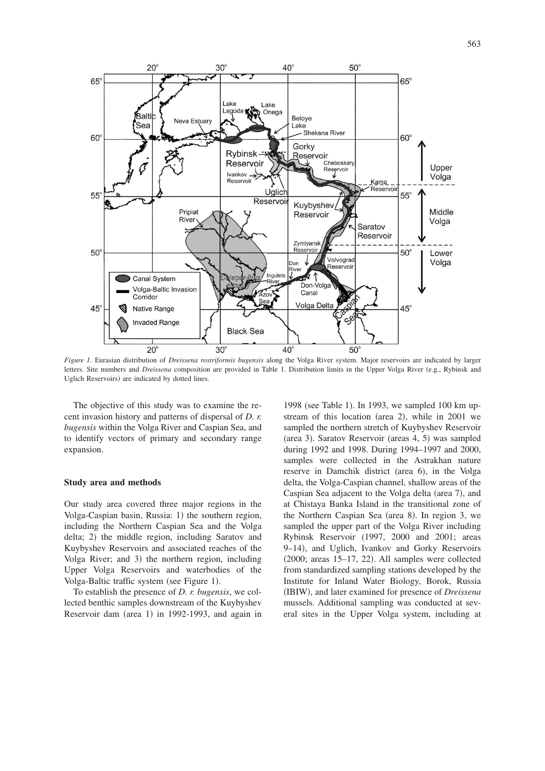*Figure 1*. Eurasian distribution of *Dreissena rostriformis bugensis* along the Volga River system. Major reservoirs are indicated by larger letters. Site numbers and *Dreissena* composition are provided in Table 1. Distribution limits in the Upper Volga River (e.g., Rybinsk and Uglich Reservoirs) are indicated by dotted lines.

The objective of this study was to examine the recent invasion history and patterns of dispersal of *D. r. bugensis* within the Volga River and Caspian Sea, and to identify vectors of primary and secondary range expansion.

## Study area and methods

Our study area covered three major regions in the Volga-Caspian basin, Russia: 1) the southern region, including the Northern Caspian Sea and the Volga delta; 2) the middle region, including Saratov and Kuybyshev Reservoirs and associated reaches of the Volga River; and 3) the northern region, including Upper Volga Reservoirs and waterbodies of the Volga-Baltic traffic system (see Figure 1).

To establish the presence of *D. r. bugensis*, we collected benthic samples downstream of the Kuybyshev Reservoir dam (area 1) in 1992-1993, and again in 1998 (see Table 1). In 1993, we sampled 100 km upstream of this location (area 2), while in 2001 we sampled the northern stretch of Kuybyshev Reservoir (area 3). Saratov Reservoir (areas 4, 5) was sampled during 1992 and 1998. During 1994–1997 and 2000, samples were collected in the Astrakhan nature reserve in Damchik district (area 6), in the Volga delta, the Volga-Caspian channel, shallow areas of the Caspian Sea adjacent to the Volga delta (area 7), and at Chistaya Banka Island in the transitional zone of the Northern Caspian Sea (area 8). In region 3, we sampled the upper part of the Volga River including Rybinsk Reservoir (1997, 2000 and 2001; areas 9–14), and Uglich, Ivankov and Gorky Reservoirs (2000; areas 15–17, 22). All samples were collected from standardized sampling stations developed by the Institute for Inland Water Biology, Borok, Russia (IBIW), and later examined for presence of *Dreissena* mussels. Additional sampling was conducted at several sites in the Upper Volga system, including at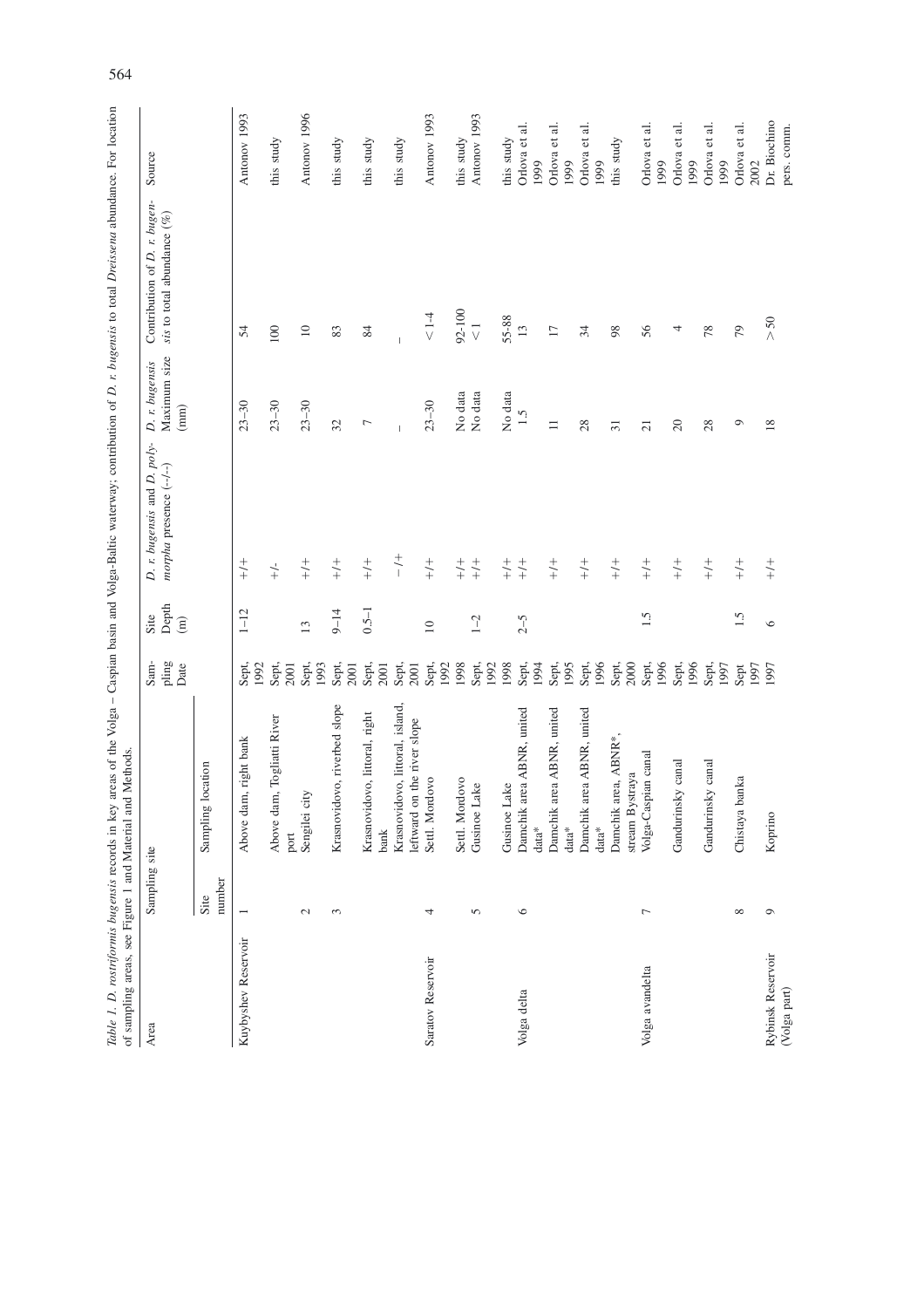*Table 1. D. rostriformis bugensis* records in key areas of the Volga – Caspian basin and Volga-Baltic waterway; contribution of *D. r. bugensis* to total *Dreissena* abundance. For location of sampling areas, see Figure 1 and Material and Methods.

| Area | Sampling site | | Sampling Date | Site Depth (m) | *D. r. bugensis* and *D. polymorpha* presence (–/–) | *D. r. bugensis* Maximum size (mm) | Contribution of *D. r. bugensis* to total abundance (%) | Source |
|---|---|---|---|---|---|---|---|---|
| | Site number | Sampling location | | | | | | |
| Kuybyshev Reservoir | 1 | Above dam, right bank | Sept, 1992 | 1–12 | +/+ | 23–30 | 54 | Antonov 1993 |
| | | Above dam, Togliatti River port | Sept, 2001 | | +/- | 23–30 | 100 | this study |
| | 2 | Sengilei city | Sept, 1993 | 13 | +/+ | 23–30 | 10 | Antonov 1996 |
| | 3 | Krasnovidovo, riverbed slope | Sept, 2001 | 9–14 | +/+ | 32 | 83 | this study |
| | | Krasnovidovo, littoral, right bank | Sept, 2001 | 0.5–1 | +/+ | 7 | 84 | this study |
| | | Krasnovidovo, littoral, island, leftward on the river slope | Sept, 2001 | | –/+ | – | – | this study |
| Saratov Reservoir | 4 | Settl. Mordovo | Sept, 1992 | 10 | +/+ | 23–30 | < 1-4 | Antonov 1993 |
| | | Settl. Mordovo | 1998 | | +/+ | No data | 92-100 | this study |
| | 5 | Gusinoe Lake | Sept, 1992 | 1–2 | +/+ | No data | < 1 | Antonov 1993 |
| | | Gusinoe Lake | 1998 | | +/+ | No data | 55-88 | this study |
| Volga delta | 6 | Damchik area ABNR, united data* | Sept, 1994 | 2–5 | +/+ | 1.5 | 13 | Orlova et al. 1999 |
| | | Damchik area ABNR, united data* | Sept, 1995 | | +/+ | 11 | 17 | Orlova et al. 1999 |
| | | Damchik area ABNR, united data* | Sept, 1996 | | +/+ | 28 | 34 | Orlova et al. 1999 |
| | | Damchik area, ABNR*, stream Bystraya | Sept, 2000 | | +/+ | 31 | 98 | this study |
| Volga avandelta | 7 | Volga-Caspian canal | Sept, 1996 | 1.5 | +/+ | 21 | 56 | Orlova et al. 1999 |
| | | Gandurinsky canal | Sept, 1996 | | +/+ | 20 | 4 | Orlova et al. 1999 |
| | | Gandurinsky canal | Sept, 1997 | | +/+ | 28 | 78 | Orlova et al. 1999 |
| | 8 | Chistaya banka | Sept 1997 | 1.5 | +/+ | 9 | 79 | Orlova et al. 2002 |
| Rybinsk Reservoir (Volga part) | 9 | Koprino | 1997 | 6 | +/+ | 18 | > 50 | Dr. Biochino pers. comm. |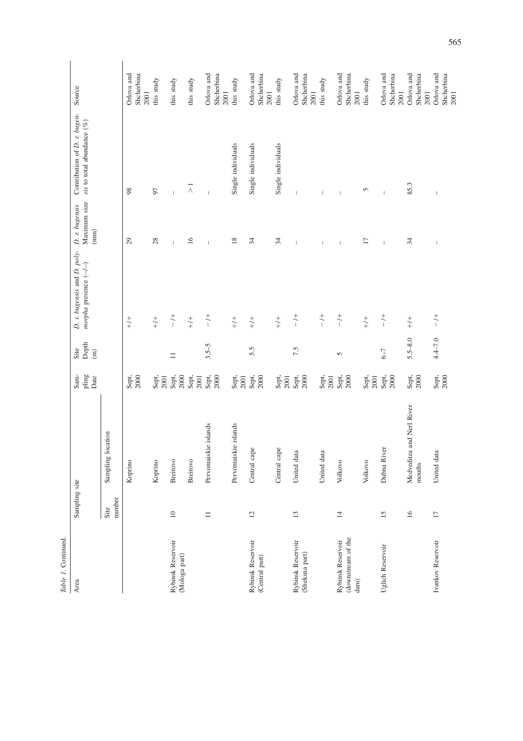*Table 1.* Continued.

| Area | Sampling site | | Sampling Date | Site Depth (m) | *D. r. bugensis* and *D. polymorpha* presence (–/–) | *D. r. bugensis* Maximum size (mm) | Contribution of *D. r. bugensis* to total abundance (%) | Source |
|---|---|---|---|---|---|---|---|---|
| | Site number | Sampling location | | | | | | |
| | | Koprino | Sept, 2000 | | +/+ | 29 | 98 | Orlova and Shcherbina 2001 |
| | | Koprino | Sept, 2001 | | +/+ | 28 | 97 | this study |
| Rybinsk Reservoir (Mologa part) | 10 | Breitovo | Sept, 2000 | 11 | –/+ | – | – | this study |
| | | Breitovo | Sept, 2001 | | +/+ | 16 | > 1 | this study |
| | 11 | Pervomaiskie islands | Sept, 2000 | 3.5–5 | –/+ | – | – | Orlova and Shcherbina 2001 |
| | | Pervomaiskie islands | Sept, 2001 | | +/+ | 18 | Single individuals | this study |
| Rybinsk Reservoir (Central part) | 12 | Central cape | Sept, 2000 | 5.5 | +/+ | 34 | Single individuals | Orlova and Shcherbina 2001 |
| | | Central cape | Sept, 2001 | | +/+ | 34 | Single individuals | this study |
| Rybinsk Reservoir (Sheksna part) | 13 | United data | Sept, 2000 | 7.5 | –/+ | – | – | Orlova and Shcherbina 2001 |
| | | United data | Sept, 2001 | | –/+ | – | – | this study |
| Rybinsk Reservoir (downstream of the dam) | 14 | Volkovo | Sept, 2000 | 5 | –/+ | – | – | Orlova and Shcherbina 2001 |
| | | Volkovo | Sept, 2001 | | +/+ | 17 | 5 | this study |
| Uglich Reservoir | 15 | Dubna River | Sept, 2000 | 6–7 | –/+ | – | – | Orlova and Shcherbina 2001 |
| | 16 | Medveditza and Nerl River mouths | Sept, 2000 | 5.5–8.0 | +/+ | 34 | 85.3 | Orlova and Shcherbina 2001 |
| Ivankov Reservoir | 17 | United data | Sept, 2000 | 4.4–7.0 | –/+ | – | – | Orlova and Shcherbina 2001 |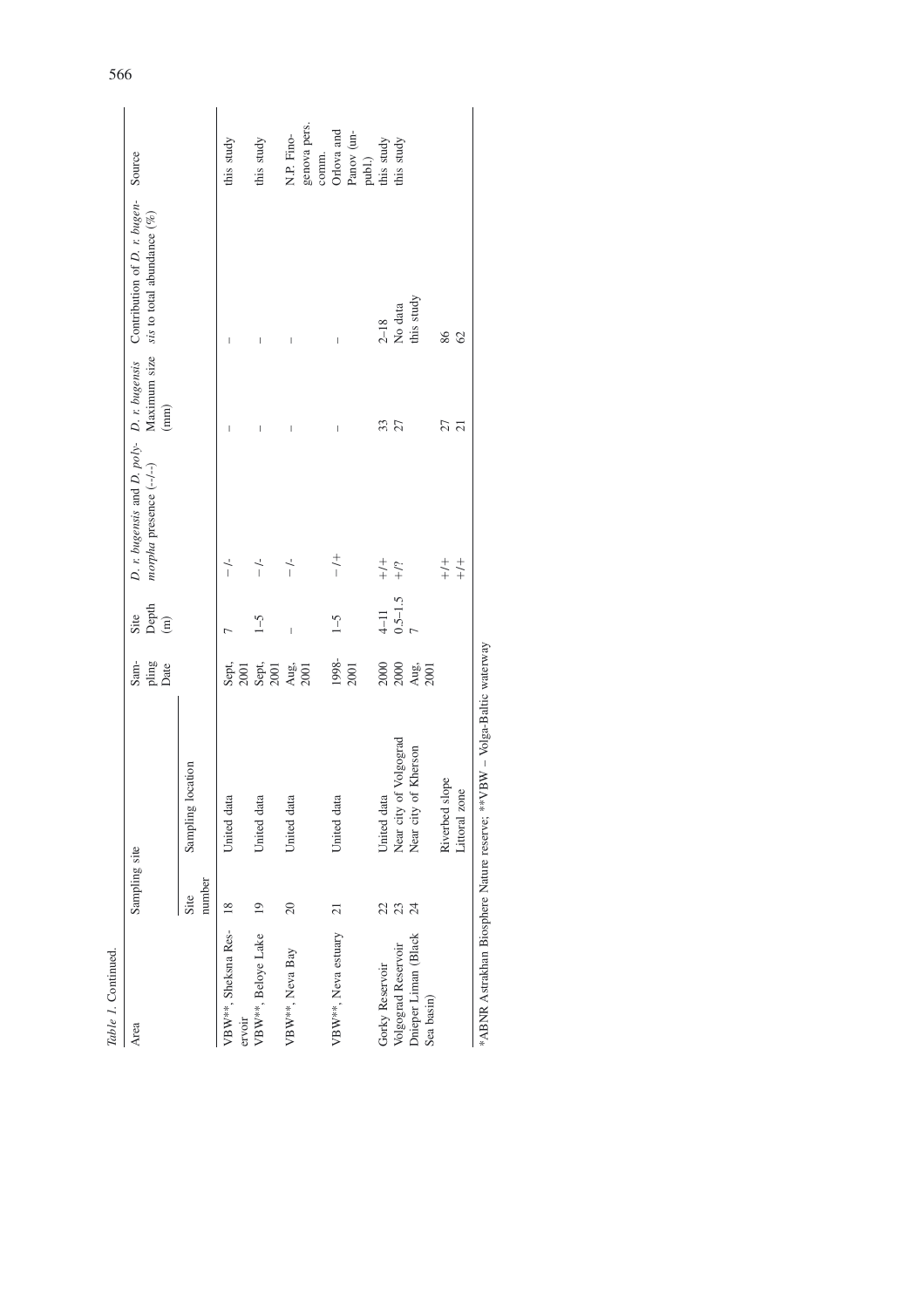*Table 1.* Continued.

| Area | Sampling site | | Sampling Date | Site Depth (m) | *D. r. bugensis* and *D. polymorpha* presence (–/–) | *D. r. bugensis* Maximum size (mm) | Contribution of *D. r. bugensis* to total abundance (%) | Source |
|---|---|---|---|---|---|---|---|---|
| | Site number | Sampling location | | | | | | |
| VBW**, Sheksna Reservoir | 18 | United data | Sept, 2001 | 7 | –/- | – | – | this study |
| VBW**, Beloye Lake | 19 | United data | Sept, 2001 | 1–5 | –/- | – | – | this study |
| VBW**, Neva Bay | 20 | United data | Aug, 2001 | – | –/- | – | – | N.P. Finogenova pers. comm. |
| VBW**, Neva estuary | 21 | United data | 1998-2001 | 1–5 | – /+ | – | – | Orlova and Panov (unpubl.) |
| Gorky Reservoir | 22 | United data | 2000 | 4–11 | +/+ | 33 | 2–18 | this study |
| Volgograd Reservoir | 23 | Near city of Volgograd | 2000 | 0.5–1.5 | +/? | 27 | No data | this study |
| Dnieper Liman (Black Sea basin) | 24 | Near city of Kherson | Aug, 2001 | 7 | | | this study | |
| | | Riverbed slope | | | +/+ | 27 | 86 | |
| | | Littoral zone | | | +/+ | 21 | 62 | |

*ABNR Astrakhan Biosphere Nature reserve; **VBW – Volga-Baltic waterway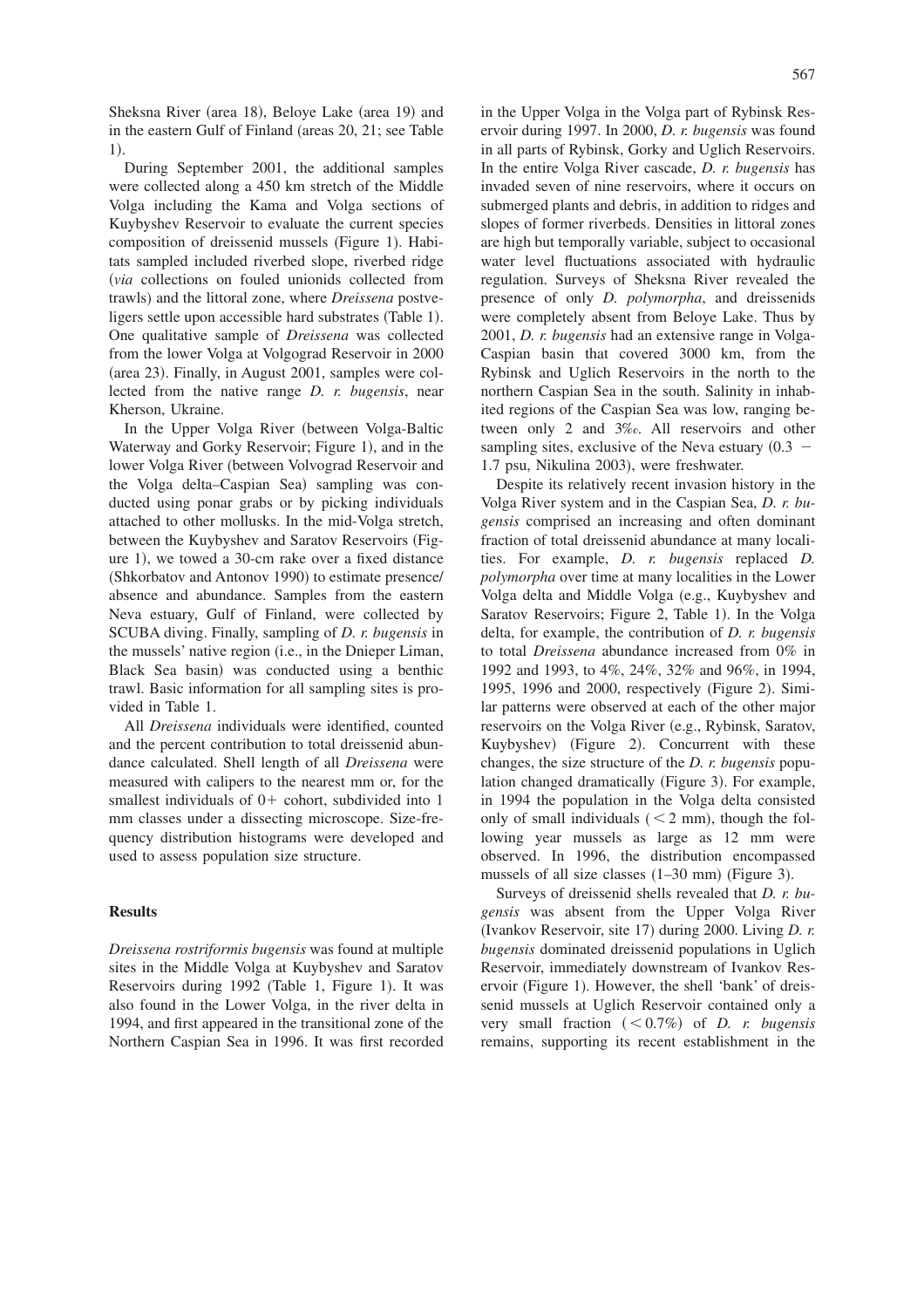Sheksna River (area 18), Beloye Lake (area 19) and in the eastern Gulf of Finland (areas 20, 21; see Table 1).

During September 2001, the additional samples were collected along a 450 km stretch of the Middle Volga including the Kama and Volga sections of Kuybyshev Reservoir to evaluate the current species composition of dreissenid mussels (Figure 1). Habitats sampled included riverbed slope, riverbed ridge (*via* collections on fouled unionids collected from trawls) and the littoral zone, where *Dreissena* postveligers settle upon accessible hard substrates (Table 1). One qualitative sample of *Dreissena* was collected from the lower Volga at Volgograd Reservoir in 2000 (area 23). Finally, in August 2001, samples were collected from the native range *D. r. bugensis*, near Kherson, Ukraine.

In the Upper Volga River (between Volga-Baltic Waterway and Gorky Reservoir; Figure 1), and in the lower Volga River (between Volvograd Reservoir and the Volga delta–Caspian Sea) sampling was conducted using ponar grabs or by picking individuals attached to other mollusks. In the mid-Volga stretch, between the Kuybyshev and Saratov Reservoirs (Figure 1), we towed a 30-cm rake over a fixed distance (Shkorbatov and Antonov 1990) to estimate presence/absence and abundance. Samples from the eastern Neva estuary, Gulf of Finland, were collected by SCUBA diving. Finally, sampling of *D. r. bugensis* in the mussels' native region (i.e., in the Dnieper Liman, Black Sea basin) was conducted using a benthic trawl. Basic information for all sampling sites is provided in Table 1.

All *Dreissena* individuals were identified, counted and the percent contribution to total dreissenid abundance calculated. Shell length of all *Dreissena* were measured with calipers to the nearest mm or, for the smallest individuals of 0+ cohort, subdivided into 1 mm classes under a dissecting microscope. Size-frequency distribution histograms were developed and used to assess population size structure.

## Results

*Dreissena rostriformis bugensis* was found at multiple sites in the Middle Volga at Kuybyshev and Saratov Reservoirs during 1992 (Table 1, Figure 1). It was also found in the Lower Volga, in the river delta in 1994, and first appeared in the transitional zone of the Northern Caspian Sea in 1996. It was first recorded in the Upper Volga in the Volga part of Rybinsk Reservoir during 1997. In 2000, *D. r. bugensis* was found in all parts of Rybinsk, Gorky and Uglich Reservoirs. In the entire Volga River cascade, *D. r. bugensis* has invaded seven of nine reservoirs, where it occurs on submerged plants and debris, in addition to ridges and slopes of former riverbeds. Densities in littoral zones are high but temporally variable, subject to occasional water level fluctuations associated with hydraulic regulation. Surveys of Sheksna River revealed the presence of only *D. polymorpha*, and dreissenids were completely absent from Beloye Lake. Thus by 2001, *D. r. bugensis* had an extensive range in Volga-Caspian basin that covered 3000 km, from the Rybinsk and Uglich Reservoirs in the north to the northern Caspian Sea in the south. Salinity in inhabited regions of the Caspian Sea was low, ranging between only 2 and 3‰. All reservoirs and other sampling sites, exclusive of the Neva estuary (0.3 − 1.7 psu, Nikulina 2003), were freshwater.

Despite its relatively recent invasion history in the Volga River system and in the Caspian Sea, *D. r. bugensis* comprised an increasing and often dominant fraction of total dreissenid abundance at many localities. For example, *D. r. bugensis* replaced *D. polymorpha* over time at many localities in the Lower Volga delta and Middle Volga (e.g., Kuybyshev and Saratov Reservoirs; Figure 2, Table 1). In the Volga delta, for example, the contribution of *D. r. bugensis* to total *Dreissena* abundance increased from 0% in 1992 and 1993, to 4%, 24%, 32% and 96%, in 1994, 1995, 1996 and 2000, respectively (Figure 2). Similar patterns were observed at each of the other major reservoirs on the Volga River (e.g., Rybinsk, Saratov, Kuybyshev) (Figure 2). Concurrent with these changes, the size structure of the *D. r. bugensis* population changed dramatically (Figure 3). For example, in 1994 the population in the Volga delta consisted only of small individuals (< 2 mm), though the following year mussels as large as 12 mm were observed. In 1996, the distribution encompassed mussels of all size classes (1–30 mm) (Figure 3).

Surveys of dreissenid shells revealed that *D. r. bugensis* was absent from the Upper Volga River (Ivankov Reservoir, site 17) during 2000. Living *D. r. bugensis* dominated dreissenid populations in Uglich Reservoir, immediately downstream of Ivankov Reservoir (Figure 1). However, the shell 'bank' of dreissenid mussels at Uglich Reservoir contained only a very small fraction (< 0.7%) of *D. r. bugensis* remains, supporting its recent establishment in the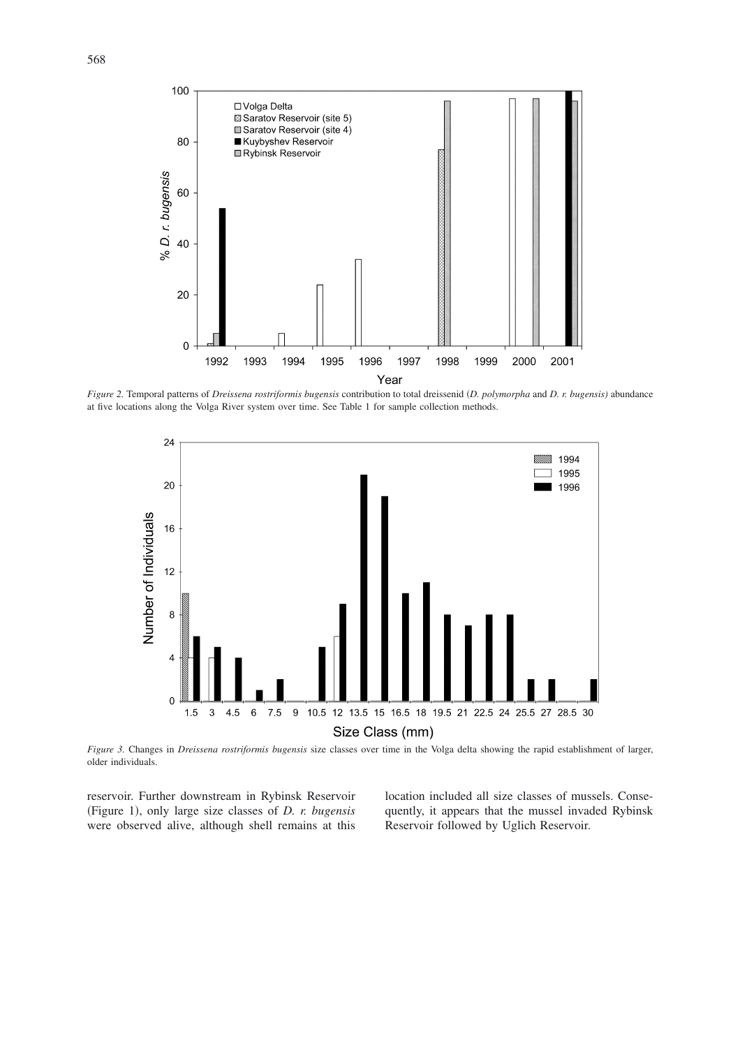*Figure 2.* Temporal patterns of *Dreissena rostriformis bugensis* contribution to total dreissenid (*D. polymorpha* and *D. r. bugensis*) abundance at five locations along the Volga River system over time. See Table 1 for sample collection methods.

*Figure 3.* Changes in *Dreissena rostriformis bugensis* size classes over time in the Volga delta showing the rapid establishment of larger, older individuals.

reservoir. Further downstream in Rybinsk Reservoir (Figure 1), only large size classes of *D. r. bugensis* were observed alive, although shell remains at this location included all size classes of mussels. Consequently, it appears that the mussel invaded Rybinsk Reservoir followed by Uglich Reservoir.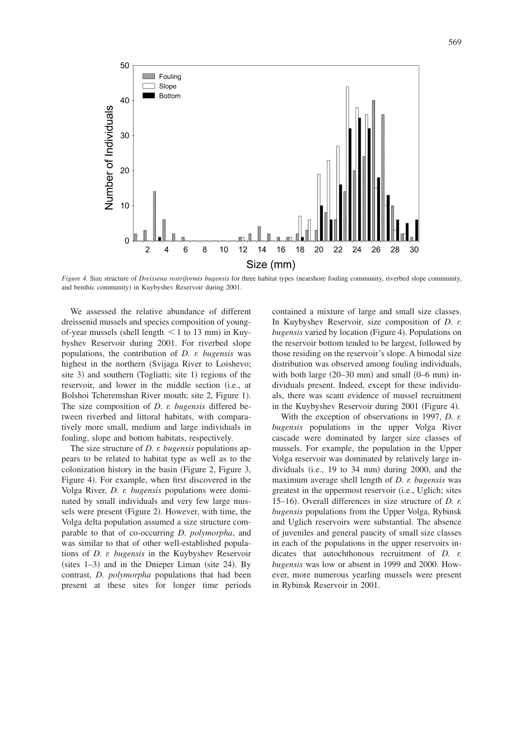*Figure 4.* Size structure of *Dreissena rostriformis bugensis* for three habitat types (nearshore fouling community, riverbed slope community, and benthic community) in Kuybyshev Reservoir during 2001.

We assessed the relative abundance of different dreissenid mussels and species composition of young-of-year mussels (shell length < 1 to 13 mm) in Kuybyshev Reservoir during 2001. For riverbed slope populations, the contribution of *D. r. bugensis* was highest in the northern (Svijaga River to Loishevo; site 3) and southern (Togliatti; site 1) regions of the reservoir, and lower in the middle section (i.e., at Bolshoi Tcheremshan River mouth; site 2, Figure 1). The size composition of *D. r. bugensis* differed between riverbed and littoral habitats, with comparatively more small, medium and large individuals in fouling, slope and bottom habitats, respectively.

The size structure of *D. r. bugensis* populations appears to be related to habitat type as well as to the colonization history in the basin (Figure 2, Figure 3, Figure 4). For example, when first discovered in the Volga River, *D. r. bugensis* populations were dominated by small individuals and very few large mussels were present (Figure 2). However, with time, the Volga delta population assumed a size structure comparable to that of co-occurring *D. polymorpha*, and was similar to that of other well-established populations of *D. r. bugensis* in the Kuybyshev Reservoir (sites 1–3) and in the Dnieper Liman (site 24). By contrast, *D. polymorpha* populations that had been present at these sites for longer time periods contained a mixture of large and small size classes. In Kuybyshev Reservoir, size composition of *D. r. bugensis* varied by location (Figure 4). Populations on the reservoir bottom tended to be largest, followed by those residing on the reservoir's slope. A bimodal size distribution was observed among fouling individuals, with both large (20–30 mm) and small (0–6 mm) individuals present. Indeed, except for these individuals, there was scant evidence of mussel recruitment in the Kuybyshev Reservoir during 2001 (Figure 4).

With the exception of observations in 1997, *D. r. bugensis* populations in the upper Volga River cascade were dominated by larger size classes of mussels. For example, the population in the Upper Volga reservoir was dominated by relatively large individuals (i.e., 19 to 34 mm) during 2000, and the maximum average shell length of *D. r. bugensis* was greatest in the uppermost reservoir (i.e., Uglich; sites 15–16). Overall differences in size structure of *D. r. bugensis* populations from the Upper Volga, Rybinsk and Uglich reservoirs were substantial. The absence of juveniles and general paucity of small size classes in each of the populations in the upper reservoirs indicates that autochthonous recruitment of *D. r. bugensis* was low or absent in 1999 and 2000. However, more numerous yearling mussels were present in Rybinsk Reservoir in 2001.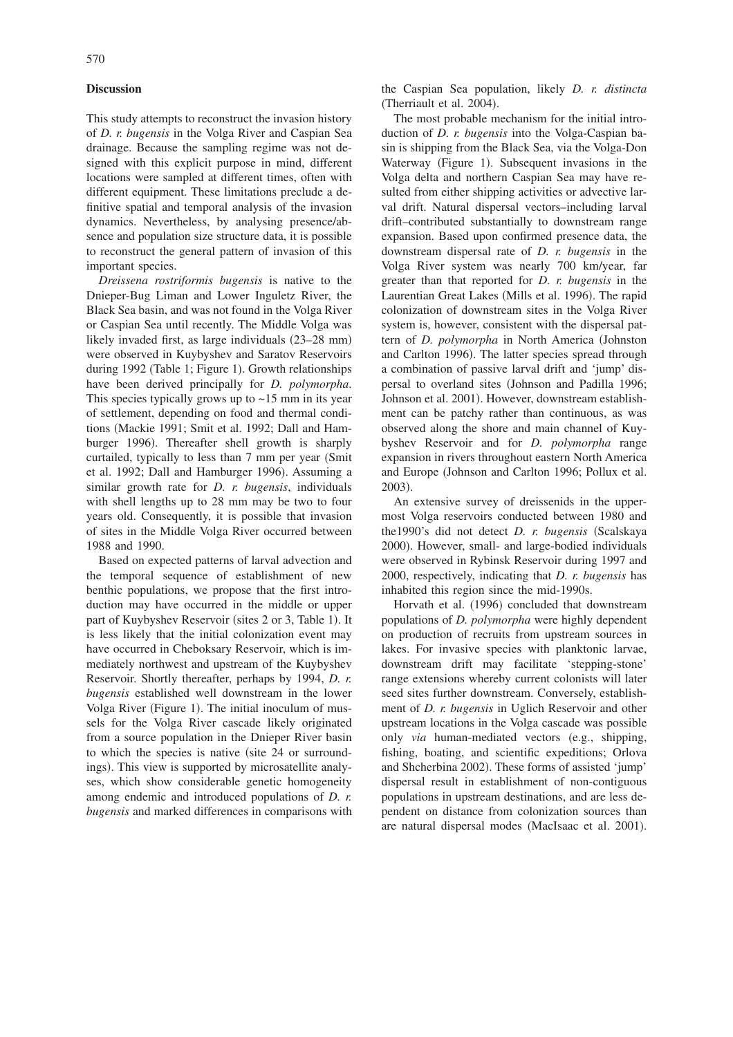## Discussion

This study attempts to reconstruct the invasion history of *D. r. bugensis* in the Volga River and Caspian Sea drainage. Because the sampling regime was not designed with this explicit purpose in mind, different locations were sampled at different times, often with different equipment. These limitations preclude a definitive spatial and temporal analysis of the invasion dynamics. Nevertheless, by analysing presence/absence and population size structure data, it is possible to reconstruct the general pattern of invasion of this important species.

*Dreissena rostriformis bugensis* is native to the Dnieper-Bug Liman and Lower Inguletz River, the Black Sea basin, and was not found in the Volga River or Caspian Sea until recently. The Middle Volga was likely invaded first, as large individuals (23–28 mm) were observed in Kuybyshev and Saratov Reservoirs during 1992 (Table 1; Figure 1). Growth relationships have been derived principally for *D. polymorpha*. This species typically grows up to ~15 mm in its year of settlement, depending on food and thermal conditions (Mackie 1991; Smit et al. 1992; Dall and Hamburger 1996). Thereafter shell growth is sharply curtailed, typically to less than 7 mm per year (Smit et al. 1992; Dall and Hamburger 1996). Assuming a similar growth rate for *D. r. bugensis*, individuals with shell lengths up to 28 mm may be two to four years old. Consequently, it is possible that invasion of sites in the Middle Volga River occurred between 1988 and 1990.

Based on expected patterns of larval advection and the temporal sequence of establishment of new benthic populations, we propose that the first introduction may have occurred in the middle or upper part of Kuybyshev Reservoir (sites 2 or 3, Table 1). It is less likely that the initial colonization event may have occurred in Cheboksary Reservoir, which is immediately northwest and upstream of the Kuybyshev Reservoir. Shortly thereafter, perhaps by 1994, *D. r. bugensis* established well downstream in the lower Volga River (Figure 1). The initial inoculum of mussels for the Volga River cascade likely originated from a source population in the Dnieper River basin to which the species is native (site 24 or surroundings). This view is supported by microsatellite analyses, which show considerable genetic homogeneity among endemic and introduced populations of *D. r. bugensis* and marked differences in comparisons with the Caspian Sea population, likely *D. r. distincta* (Therriault et al. 2004).

The most probable mechanism for the initial introduction of *D. r. bugensis* into the Volga-Caspian basin is shipping from the Black Sea, via the Volga-Don Waterway (Figure 1). Subsequent invasions in the Volga delta and northern Caspian Sea may have resulted from either shipping activities or advective larval drift. Natural dispersal vectors–including larval drift–contributed substantially to downstream range expansion. Based upon confirmed presence data, the downstream dispersal rate of *D. r. bugensis* in the Volga River system was nearly 700 km/year, far greater than that reported for *D. r. bugensis* in the Laurentian Great Lakes (Mills et al. 1996). The rapid colonization of downstream sites in the Volga River system is, however, consistent with the dispersal pattern of *D. polymorpha* in North America (Johnston and Carlton 1996). The latter species spread through a combination of passive larval drift and 'jump' dispersal to overland sites (Johnson and Padilla 1996; Johnson et al. 2001). However, downstream establishment can be patchy rather than continuous, as was observed along the shore and main channel of Kuybyshev Reservoir and for *D. polymorpha* range expansion in rivers throughout eastern North America and Europe (Johnson and Carlton 1996; Pollux et al. 2003).

An extensive survey of dreissenids in the uppermost Volga reservoirs conducted between 1980 and the1990's did not detect *D. r. bugensis* (Scalskaya 2000). However, small- and large-bodied individuals were observed in Rybinsk Reservoir during 1997 and 2000, respectively, indicating that *D. r. bugensis* has inhabited this region since the mid-1990s.

Horvath et al. (1996) concluded that downstream populations of *D. polymorpha* were highly dependent on production of recruits from upstream sources in lakes. For invasive species with planktonic larvae, downstream drift may facilitate 'stepping-stone' range extensions whereby current colonists will later seed sites further downstream. Conversely, establishment of *D. r. bugensis* in Uglich Reservoir and other upstream locations in the Volga cascade was possible only *via* human-mediated vectors (e.g., shipping, fishing, boating, and scientific expeditions; Orlova and Shcherbina 2002). These forms of assisted 'jump' dispersal result in establishment of non-contiguous populations in upstream destinations, and are less dependent on distance from colonization sources than are natural dispersal modes (MacIsaac et al. 2001).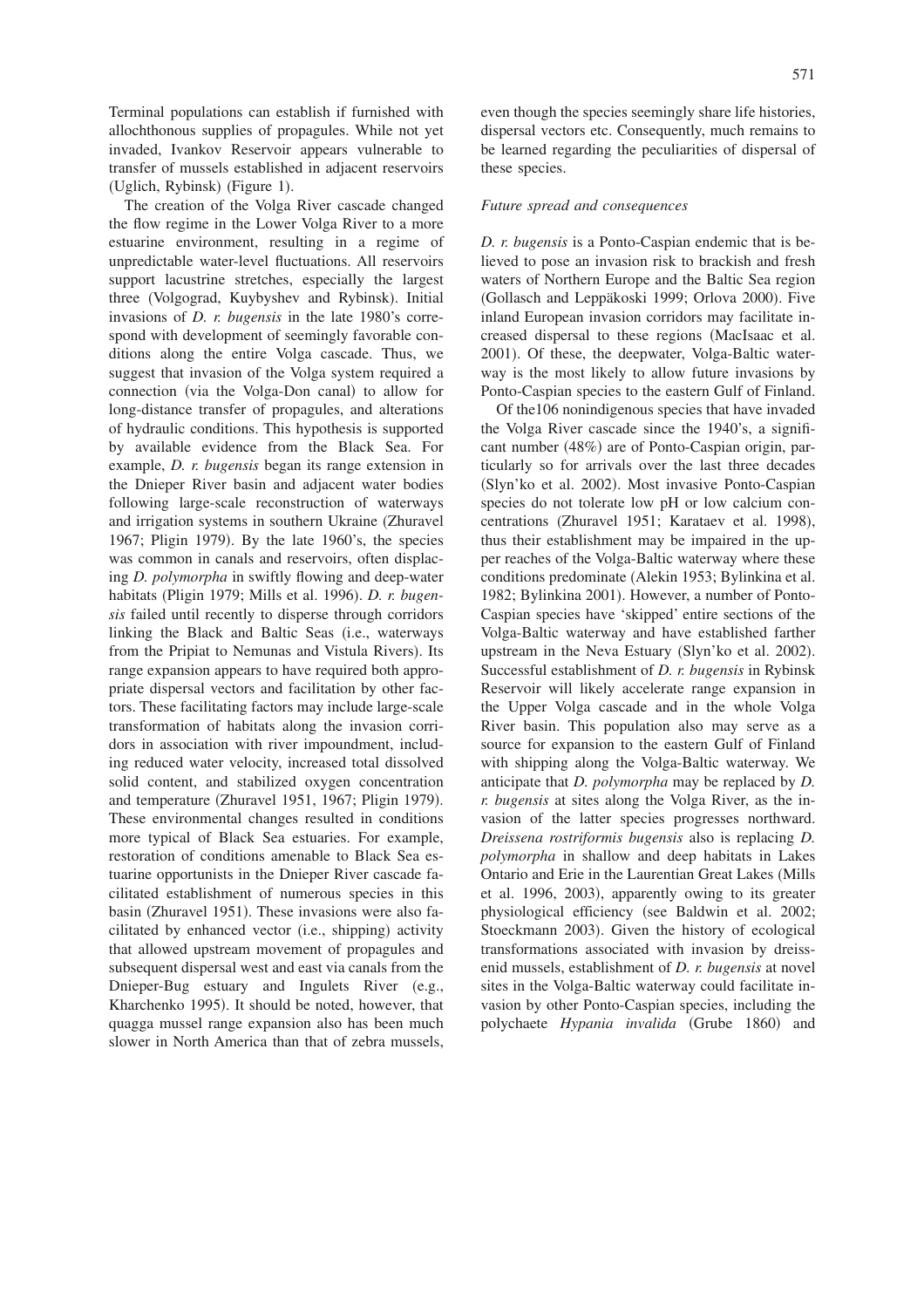Terminal populations can establish if furnished with allochthonous supplies of propagules. While not yet invaded, Ivankov Reservoir appears vulnerable to transfer of mussels established in adjacent reservoirs (Uglich, Rybinsk) (Figure 1).

The creation of the Volga River cascade changed the flow regime in the Lower Volga River to a more estuarine environment, resulting in a regime of unpredictable water-level fluctuations. All reservoirs support lacustrine stretches, especially the largest three (Volgograd, Kuybyshev and Rybinsk). Initial invasions of *D. r. bugensis* in the late 1980's correspond with development of seemingly favorable conditions along the entire Volga cascade. Thus, we suggest that invasion of the Volga system required a connection (via the Volga-Don canal) to allow for long-distance transfer of propagules, and alterations of hydraulic conditions. This hypothesis is supported by available evidence from the Black Sea. For example, *D. r. bugensis* began its range extension in the Dnieper River basin and adjacent water bodies following large-scale reconstruction of waterways and irrigation systems in southern Ukraine (Zhuravel 1967; Pligin 1979). By the late 1960's, the species was common in canals and reservoirs, often displacing *D. polymorpha* in swiftly flowing and deep-water habitats (Pligin 1979; Mills et al. 1996). *D. r. bugensis* failed until recently to disperse through corridors linking the Black and Baltic Seas (i.e., waterways from the Pripiat to Nemunas and Vistula Rivers). Its range expansion appears to have required both appropriate dispersal vectors and facilitation by other factors. These facilitating factors may include large-scale transformation of habitats along the invasion corridors in association with river impoundment, including reduced water velocity, increased total dissolved solid content, and stabilized oxygen concentration and temperature (Zhuravel 1951, 1967; Pligin 1979). These environmental changes resulted in conditions more typical of Black Sea estuaries. For example, restoration of conditions amenable to Black Sea estuarine opportunists in the Dnieper River cascade facilitated establishment of numerous species in this basin (Zhuravel 1951). These invasions were also facilitated by enhanced vector (i.e., shipping) activity that allowed upstream movement of propagules and subsequent dispersal west and east via canals from the Dnieper-Bug estuary and Ingulets River (e.g., Kharchenko 1995). It should be noted, however, that quagga mussel range expansion also has been much slower in North America than that of zebra mussels, even though the species seemingly share life histories, dispersal vectors etc. Consequently, much remains to be learned regarding the peculiarities of dispersal of these species.

### *Future spread and consequences*

*D. r. bugensis* is a Ponto-Caspian endemic that is believed to pose an invasion risk to brackish and fresh waters of Northern Europe and the Baltic Sea region (Gollasch and Leppäkoski 1999; Orlova 2000). Five inland European invasion corridors may facilitate increased dispersal to these regions (MacIsaac et al. 2001). Of these, the deepwater, Volga-Baltic waterway is the most likely to allow future invasions by Ponto-Caspian species to the eastern Gulf of Finland.

Of the106 nonindigenous species that have invaded the Volga River cascade since the 1940's, a significant number (48%) are of Ponto-Caspian origin, particularly so for arrivals over the last three decades (Slyn'ko et al. 2002). Most invasive Ponto-Caspian species do not tolerate low pH or low calcium concentrations (Zhuravel 1951; Karataev et al. 1998), thus their establishment may be impaired in the upper reaches of the Volga-Baltic waterway where these conditions predominate (Alekin 1953; Bylinkina et al. 1982; Bylinkina 2001). However, a number of Ponto-Caspian species have 'skipped' entire sections of the Volga-Baltic waterway and have established farther upstream in the Neva Estuary (Slyn'ko et al. 2002). Successful establishment of *D. r. bugensis* in Rybinsk Reservoir will likely accelerate range expansion in the Upper Volga cascade and in the whole Volga River basin. This population also may serve as a source for expansion to the eastern Gulf of Finland with shipping along the Volga-Baltic waterway. We anticipate that *D. polymorpha* may be replaced by *D. r. bugensis* at sites along the Volga River, as the invasion of the latter species progresses northward. *Dreissena rostriformis bugensis* also is replacing *D. polymorpha* in shallow and deep habitats in Lakes Ontario and Erie in the Laurentian Great Lakes (Mills et al. 1996, 2003), apparently owing to its greater physiological efficiency (see Baldwin et al. 2002; Stoeckmann 2003). Given the history of ecological transformations associated with invasion by dreissenid mussels, establishment of *D. r. bugensis* at novel sites in the Volga-Baltic waterway could facilitate invasion by other Ponto-Caspian species, including the polychaete *Hypania invalida* (Grube 1860) and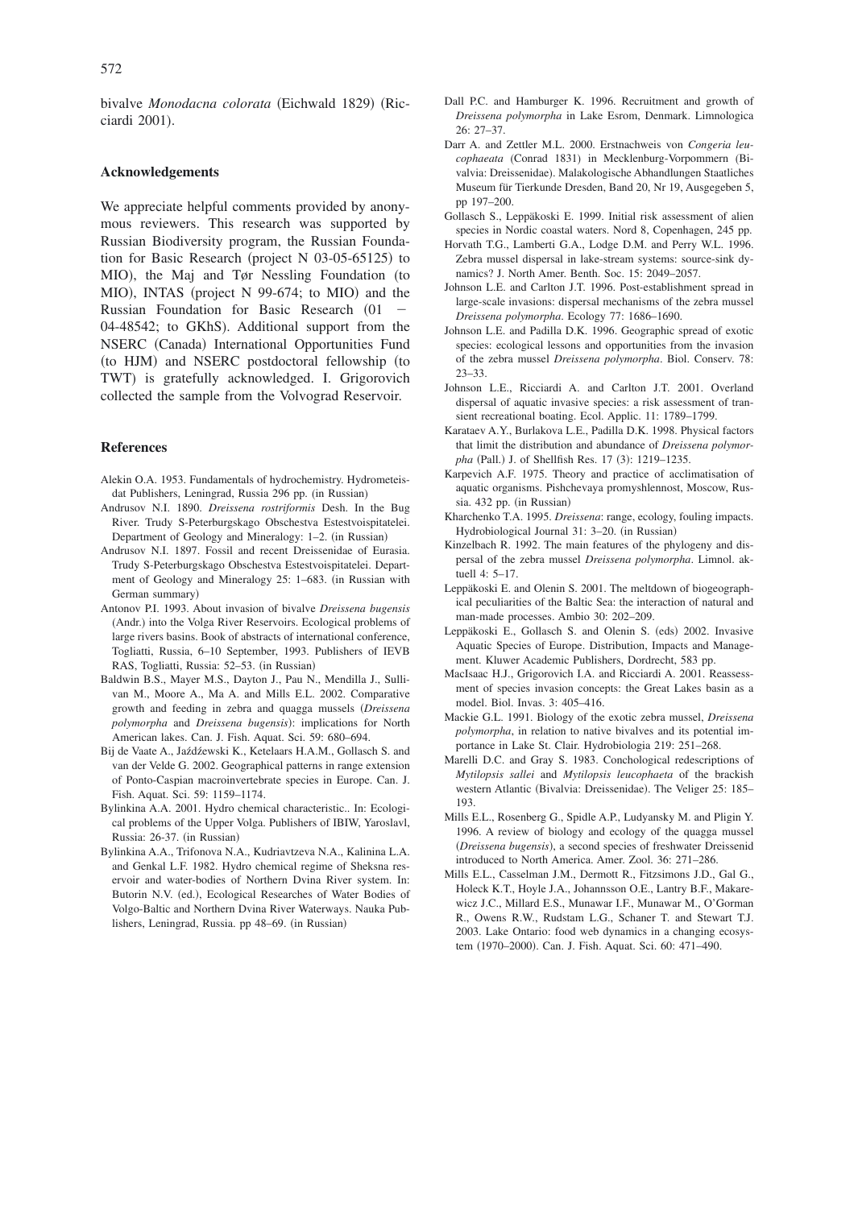bivalve *Monodacna colorata* (Eichwald 1829) (Ricciardi 2001).

## Acknowledgements

We appreciate helpful comments provided by anonymous reviewers. This research was supported by Russian Biodiversity program, the Russian Foundation for Basic Research (project N 03-05-65125) to MIO), the Maj and Tør Nessling Foundation (to MIO), INTAS (project N 99-674; to MIO) and the Russian Foundation for Basic Research (01 − 04-48542; to GKhS). Additional support from the NSERC (Canada) International Opportunities Fund (to HJM) and NSERC postdoctoral fellowship (to TWT) is gratefully acknowledged. I. Grigorovich collected the sample from the Volvograd Reservoir.

## References

Alekin O.A. 1953. Fundamentals of hydrochemistry. Hydrometeisdat Publishers, Leningrad, Russia 296 pp. (in Russian)

Andrusov N.I. 1890. *Dreissena rostriformis* Desh. In the Bug River. Trudy S-Peterburgskago Obschestva Estestvoispitatelei. Department of Geology and Mineralogy: 1–2. (in Russian)

Andrusov N.I. 1897. Fossil and recent Dreissenidae of Eurasia. Trudy S-Peterburgskago Obschestva Estestvoispitatelei. Department of Geology and Mineralogy 25: 1–683. (in Russian with German summary)

Antonov P.I. 1993. About invasion of bivalve *Dreissena bugensis* (Andr.) into the Volga River Reservoirs. Ecological problems of large rivers basins. Book of abstracts of international conference, Togliatti, Russia, 6–10 September, 1993. Publishers of IEVB RAS, Togliatti, Russia: 52–53. (in Russian)

Baldwin B.S., Mayer M.S., Dayton J., Pau N., Mendilla J., Sullivan M., Moore A., Ma A. and Mills E.L. 2002. Comparative growth and feeding in zebra and quagga mussels (*Dreissena polymorpha* and *Dreissena bugensis*): implications for North American lakes. Can. J. Fish. Aquat. Sci. 59: 680–694.

Bij de Vaate A., Jaździewski K., Ketelaars H.A.M., Gollasch S. and van der Velde G. 2002. Geographical patterns in range extension of Ponto-Caspian macroinvertebrate species in Europe. Can. J. Fish. Aquat. Sci. 59: 1159–1174.

Bylinkina A.A. 2001. Hydro chemical characteristic.. In: Ecological problems of the Upper Volga. Publishers of IBIW, Yaroslavl, Russia: 26-37. (in Russian)

Bylinkina A.A., Trifonova N.A., Kudriavtzeva N.A., Kalinina L.A. and Genkal L.F. 1982. Hydro chemical regime of Sheksna reservoir and water-bodies of Northern Dvina River system. In: Butorin N.V. (ed.), Ecological Researches of Water Bodies of Volgo-Baltic and Northern Dvina River Waterways. Nauka Publishers, Leningrad, Russia. pp 48–69. (in Russian)

Dall P.C. and Hamburger K. 1996. Recruitment and growth of *Dreissena polymorpha* in Lake Esrom, Denmark. Limnologica 26: 27–37.

Darr A. and Zettler M.L. 2000. Erstnachweis von *Congeria leucophaeata* (Conrad 1831) in Mecklenburg-Vorpommern (Bivalvia: Dreissenidae). Malakologische Abhandlungen Staatliches Museum für Tierkunde Dresden, Band 20, Nr 19, Ausgegeben 5, pp 197–200.

Gollasch S., Leppäkoski E. 1999. Initial risk assessment of alien species in Nordic coastal waters. Nord 8, Copenhagen, 245 pp.

Horvath T.G., Lamberti G.A., Lodge D.M. and Perry W.L. 1996. Zebra mussel dispersal in lake-stream systems: source-sink dynamics? J. North Amer. Benth. Soc. 15: 2049–2057.

Johnson L.E. and Carlton J.T. 1996. Post-establishment spread in large-scale invasions: dispersal mechanisms of the zebra mussel *Dreissena polymorpha*. Ecology 77: 1686–1690.

Johnson L.E. and Padilla D.K. 1996. Geographic spread of exotic species: ecological lessons and opportunities from the invasion of the zebra mussel *Dreissena polymorpha*. Biol. Conserv. 78: 23–33.

Johnson L.E., Ricciardi A. and Carlton J.T. 2001. Overland dispersal of aquatic invasive species: a risk assessment of transient recreational boating. Ecol. Applic. 11: 1789–1799.

Karataev A.Y., Burlakova L.E., Padilla D.K. 1998. Physical factors that limit the distribution and abundance of *Dreissena polymorpha* (Pall.) J. of Shellfish Res. 17 (3): 1219–1235.

Karpevich A.F. 1975. Theory and practice of acclimatisation of aquatic organisms. Pishchevaya promyshlennost, Moscow, Russia. 432 pp. (in Russian)

Kharchenko T.A. 1995. *Dreissena*: range, ecology, fouling impacts. Hydrobiological Journal 31: 3–20. (in Russian)

Kinzelbach R. 1992. The main features of the phylogeny and dispersal of the zebra mussel *Dreissena polymorpha*. Limnol. aktuell 4: 5–17.

Leppäkoski E. and Olenin S. 2001. The meltdown of biogeographical peculiarities of the Baltic Sea: the interaction of natural and man-made processes. Ambio 30: 202–209.

Leppäkoski E., Gollasch S. and Olenin S. (eds) 2002. Invasive Aquatic Species of Europe. Distribution, Impacts and Management. Kluwer Academic Publishers, Dordrecht, 583 pp.

MacIsaac H.J., Grigorovich I.A. and Ricciardi A. 2001. Reassessment of species invasion concepts: the Great Lakes basin as a model. Biol. Invas. 3: 405–416.

Mackie G.L. 1991. Biology of the exotic zebra mussel, *Dreissena polymorpha*, in relation to native bivalves and its potential importance in Lake St. Clair. Hydrobiologia 219: 251–268.

Marelli D.C. and Gray S. 1983. Conchological redescriptions of *Mytilopsis sallei* and *Mytilopsis leucophaeta* of the brackish western Atlantic (Bivalvia: Dreissenidae). The Veliger 25: 185–193.

Mills E.L., Rosenberg G., Spidle A.P., Ludyansky M. and Pligin Y. 1996. A review of biology and ecology of the quagga mussel (*Dreissena bugensis*), a second species of freshwater Dreissenid introduced to North America. Amer. Zool. 36: 271–286.

Mills E.L., Casselman J.M., Dermott R., Fitzsimons J.D., Gal G., Holeck K.T., Hoyle J.A., Johannsson O.E., Lantry B.F., Makarewicz J.C., Millard E.S., Munawar I.F., Munawar M., O'Gorman R., Owens R.W., Rudstam L.G., Schaner T. and Stewart T.J. 2003. Lake Ontario: food web dynamics in a changing ecosystem (1970–2000). Can. J. Fish. Aquat. Sci. 60: 471–490.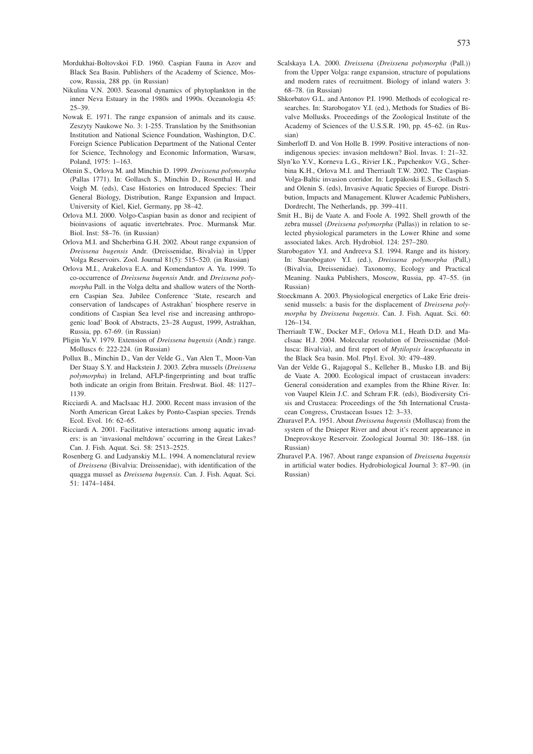Mordukhai-Boltovskoi F.D. 1960. Caspian Fauna in Azov and Black Sea Basin. Publishers of the Academy of Science, Moscow, Russia, 288 pp. (in Russian)

Nikulina V.N. 2003. Seasonal dynamics of phytoplankton in the inner Neva Estuary in the 1980s and 1990s. Oceanologia 45: 25–39.

Nowak E. 1971. The range expansion of animals and its cause. Zeszyty Naukowe No. 3: 1-255. Translation by the Smithsonian Institution and National Science Foundation, Washington, D.C. Foreign Science Publication Department of the National Center for Science, Technology and Economic Information, Warsaw, Poland, 1975: 1–163.

Olenin S., Orlova M. and Minchin D. 1999. *Dreissena polymorpha* (Pallas 1771). In: Gollasch S., Minchin D., Rosenthal H. and Voigh M. (eds), Case Histories on Introduced Species: Their General Biology, Distribution, Range Expansion and Impact. University of Kiel, Kiel, Germany, pp 38–42.

Orlova M.I. 2000. Volgo-Caspian basin as donor and recipient of bioinvasions of aquatic invertebrates. Proc. Murmansk Mar. Biol. Inst: 58–76. (in Russian)

Orlova M.I. and Shcherbina G.H. 2002. About range expansion of *Dreissena bugensis* Andr. (Dreissenidae, Bivalvia) in Upper Volga Reservoirs. Zool. Journal 81(5): 515–520. (in Russian)

Orlova M.I., Arakelova E.A. and Komendantov A. Yu. 1999. To co-occurrence of *Dreissena bugensis* Andr. and *Dreissena polymorpha* Pall. in the Volga delta and shallow waters of the Northern Caspian Sea. Jubilee Conference 'State, research and conservation of landscapes of Astrakhan' biosphere reserve in conditions of Caspian Sea level rise and increasing anthropogenic load' Book of Abstracts, 23–28 August, 1999, Astrakhan, Russia, pp. 67-69. (in Russian)

Pligin Yu.V. 1979. Extension of *Dreissena bugensis* (Andr.) range. Molluscs 6: 222-224. (in Russian)

Pollux B., Minchin D., Van der Velde G., Van Alen T., Moon-Van Der Staay S.Y. and Hackstein J. 2003. Zebra mussels (*Dreissena polymorpha*) in Ireland, AFLP-fingerprinting and boat traffic both indicate an origin from Britain. Freshwat. Biol. 48: 1127–1139.

Ricciardi A. and MacIsaac H.J. 2000. Recent mass invasion of the North American Great Lakes by Ponto-Caspian species. Trends Ecol. Evol. 16: 62–65.

Ricciardi A. 2001. Facilitative interactions among aquatic invaders: is an 'invasional meltdown' occurring in the Great Lakes? Can. J. Fish. Aquat. Sci. 58: 2513–2525.

Rosenberg G. and Ludyanskiy M.L. 1994. A nomenclatural review of *Dreissena* (Bivalvia: Dreissenidae), with identification of the quagga mussel as *Dreissena bugensis*. Can. J. Fish. Aquat. Sci. 51: 1474–1484.

Scalskaya I.A. 2000. *Dreissena* (*Dreissena polymorpha* (Pall.)) from the Upper Volga: range expansion, structure of populations and modern rates of recruitment. Biology of inland waters 3: 68–78. (in Russian)

Shkorbatov G.L. and Antonov P.I. 1990. Methods of ecological researches. In: Starobogatov Y.I. (ed.), Methods for Studies of Bivalve Mollusks. Proceedings of the Zoological Institute of the Academy of Sciences of the U.S.S.R. 190, pp. 45–62. (in Russian)

Simberloff D. and Von Holle B. 1999. Positive interactions of nonindigenous species: invasion meltdown? Biol. Invas. 1: 21–32.

Slyn'ko Y.V., Korneva L.G., Rivier I.K., Papchenkov V.G., Scherbina K.H., Orlova M.I. and Therriault T.W. 2002. The Caspian-Volga-Baltic invasion corridor. In: Leppäkoski E.S., Gollasch S. and Olenin S. (eds), Invasive Aquatic Species of Europe. Distribution, Impacts and Management. Kluwer Academic Publishers, Dordrecht, The Netherlands, pp. 399–411.

Smit H., Bij de Vaate A. and Foole A. 1992. Shell growth of the zebra mussel (*Dreissena polymorpha* (Pallas)) in relation to selected physiological parameters in the Lower Rhine and some associated lakes. Arch. Hydrobiol. 124: 257–280.

Starobogatov Y.I. and Andreeva S.I. 1994. Range and its history. In: Starobogatov Y.I. (ed.), *Dreissena polymorpha* (Pall,) (Bivalvia, Dreissenidae). Taxonomy, Ecology and Practical Meaning. Nauka Publishers, Moscow, Russia, pp. 47–55. (in Russian)

Stoeckmann A. 2003. Physiological energetics of Lake Erie dreissenid mussels: a basis for the displacement of *Dreissena polymorpha* by *Dreissena bugensis*. Can. J. Fish. Aquat. Sci. 60: 126–134.

Therriault T.W., Docker M.F., Orlova M.I., Heath D.D. and MacIsaac H.J. 2004. Molecular resolution of Dreissenidae (Mollusca: Bivalvia), and first report of *Mytilopsis leucophaeata* in the Black Sea basin. Mol. Phyl. Evol. 30: 479–489.

Van der Velde G., Rajagopal S., Kelleher B., Musko I.B. and Bij de Vaate A. 2000. Ecological impact of crustacean invaders: General consideration and examples from the Rhine River. In: von Vaupel Klein J.C. and Schram F.R. (eds), Biodiversity Crisis and Crustacea: Proceedings of the 5th International Crustacean Congress, Crustacean Issues 12: 3–33.

Zhuravel P.A. 1951. About *Dreissena bugensis* (Mollusca) from the system of the Dnieper River and about it's recent appearance in Dneprovskoye Reservoir. Zoological Journal 30: 186–188. (in Russian)

Zhuravel P.A. 1967. About range expansion of *Dreissena bugensis* in artificial water bodies. Hydrobiological Journal 3: 87–90. (in Russian)